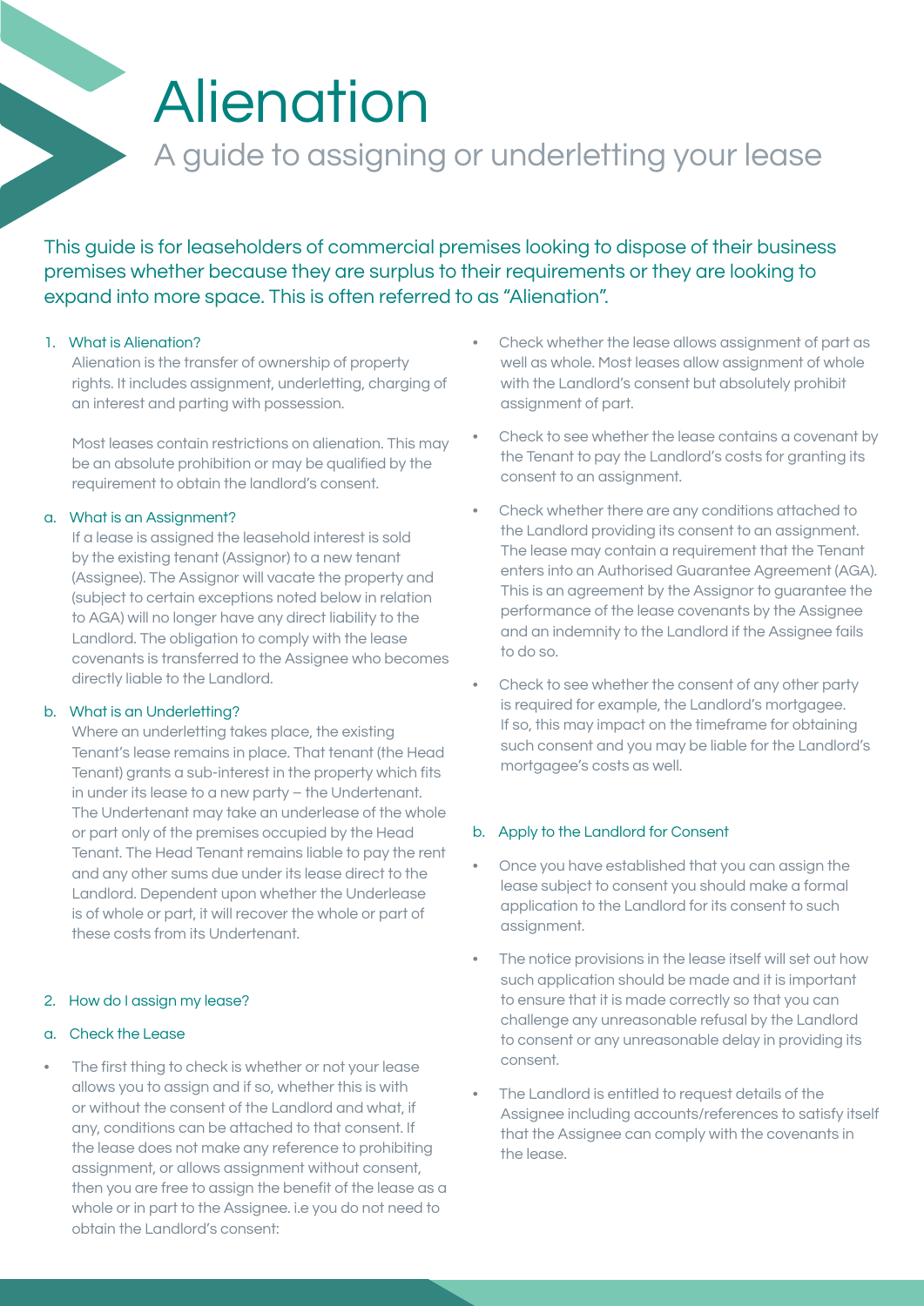# Alienation

## A guide to assigning or underletting your lease

This guide is for leaseholders of commercial premises looking to dispose of their business premises whether because they are surplus to their requirements or they are looking to expand into more space. This is often referred to as "Alienation".

### 1. What is Alienation?

Alienation is the transfer of ownership of property rights. It includes assignment, underletting, charging of an interest and parting with possession.

Most leases contain restrictions on alienation. This may be an absolute prohibition or may be qualified by the requirement to obtain the landlord's consent.

#### a. What is an Assignment?

If a lease is assigned the leasehold interest is sold by the existing tenant (Assignor) to a new tenant (Assignee). The Assignor will vacate the property and (subject to certain exceptions noted below in relation to AGA) will no longer have any direct liability to the Landlord. The obligation to comply with the lease covenants is transferred to the Assignee who becomes directly liable to the Landlord.

#### b. What is an Underletting?

Where an underletting takes place, the existing Tenant's lease remains in place. That tenant (the Head Tenant) grants a sub-interest in the property which fits in under its lease to a new party – the Undertenant. The Undertenant may take an underlease of the whole or part only of the premises occupied by the Head Tenant. The Head Tenant remains liable to pay the rent and any other sums due under its lease direct to the Landlord. Dependent upon whether the Underlease is of whole or part, it will recover the whole or part of these costs from its Undertenant.

### 2. How do I assign my lease?

#### a. Check the Lease

- The first thing to check is whether or not your lease allows you to assign and if so, whether this is with or without the consent of the Landlord and what, if any, conditions can be attached to that consent. If the lease does not make any reference to prohibiting assignment, or allows assignment without consent, then you are free to assign the benefit of the lease as a whole or in part to the Assignee. i.e you do not need to obtain the Landlord's consent:
- Check whether the lease allows assignment of part as well as whole. Most leases allow assignment of whole with the Landlord's consent but absolutely prohibit assignment of part.
- Check to see whether the lease contains a covenant by the Tenant to pay the Landlord's costs for granting its consent to an assignment.
- Check whether there are any conditions attached to the Landlord providing its consent to an assignment. The lease may contain a requirement that the Tenant enters into an Authorised Guarantee Agreement (AGA). This is an agreement by the Assignor to guarantee the performance of the lease covenants by the Assignee and an indemnity to the Landlord if the Assignee fails to do so.
- Check to see whether the consent of any other party is required for example, the Landlord's mortgagee. If so, this may impact on the timeframe for obtaining such consent and you may be liable for the Landlord's mortgagee's costs as well.

#### b. Apply to the Landlord for Consent

- Once you have established that you can assign the lease subject to consent you should make a formal application to the Landlord for its consent to such assignment.
- The notice provisions in the lease itself will set out how such application should be made and it is important to ensure that it is made correctly so that you can challenge any unreasonable refusal by the Landlord to consent or any unreasonable delay in providing its consent.
- The Landlord is entitled to request details of the Assignee including accounts/references to satisfy itself that the Assignee can comply with the covenants in the lease.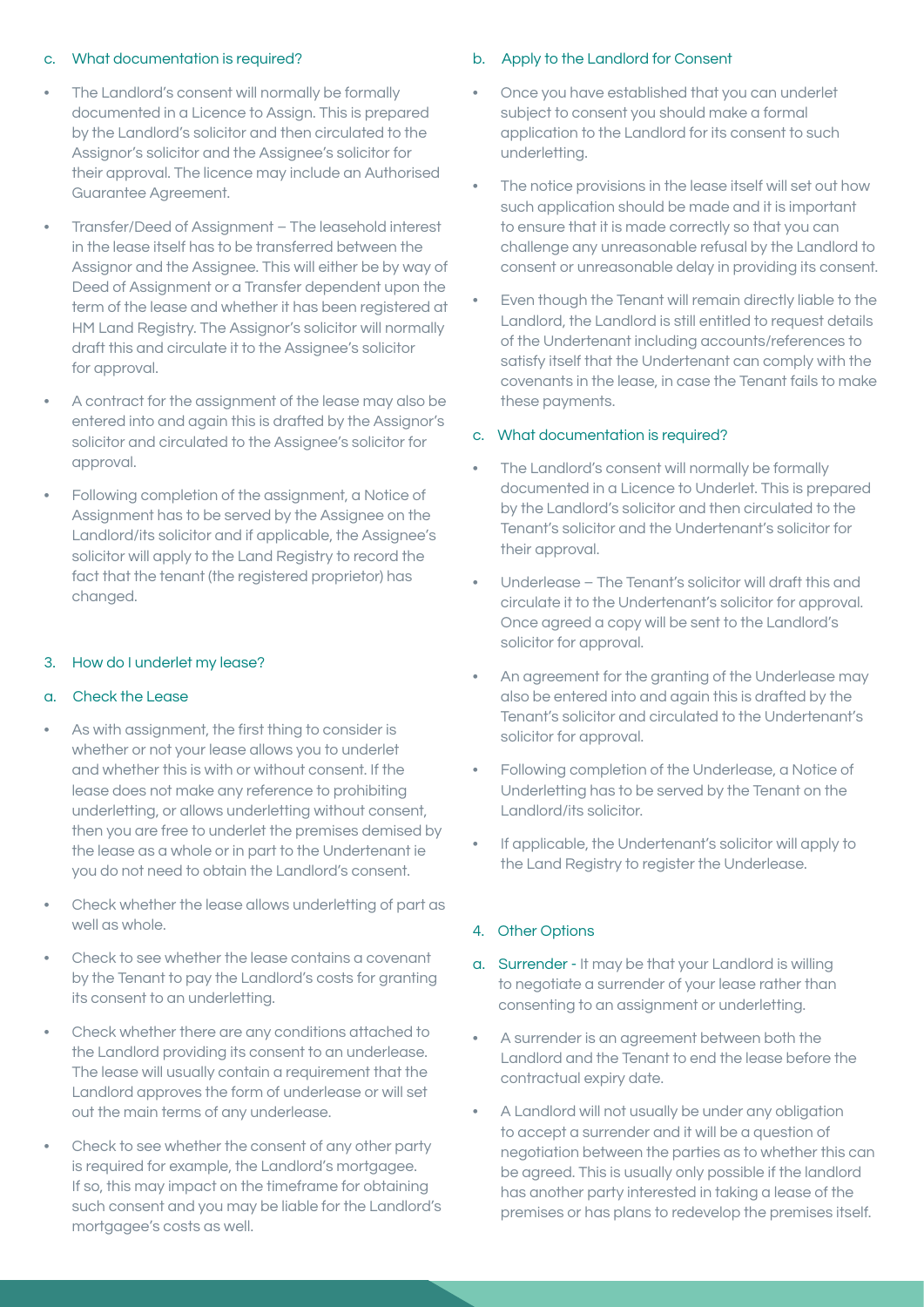### c. What documentation is required?

- The Landlord's consent will normally be formally documented in a Licence to Assign. This is prepared by the Landlord's solicitor and then circulated to the Assignor's solicitor and the Assignee's solicitor for their approval. The licence may include an Authorised Guarantee Agreement.
- Transfer/Deed of Assignment – The leasehold interest in the lease itself has to be transferred between the Assignor and the Assignee. This will either be by way of Deed of Assignment or a Transfer dependent upon the term of the lease and whether it has been registered at HM Land Registry. The Assignor's solicitor will normally draft this and circulate it to the Assignee's solicitor for approval.
- A contract for the assignment of the lease may also be entered into and again this is drafted by the Assignor's solicitor and circulated to the Assignee's solicitor for approval.
- Following completion of the assignment, a Notice of Assignment has to be served by the Assignee on the Landlord/its solicitor and if applicable, the Assignee's solicitor will apply to the Land Registry to record the fact that the tenant (the registered proprietor) has changed.

## 3. How do I underlet my lease?

### a. Check the Lease

- As with assignment, the first thing to consider is whether or not your lease allows you to underlet and whether this is with or without consent. If the lease does not make any reference to prohibiting underletting, or allows underletting without consent, then you are free to underlet the premises demised by the lease as a whole or in part to the Undertenant ie you do not need to obtain the Landlord's consent.
- Check whether the lease allows underletting of part as well as whole.
- Check to see whether the lease contains a covenant by the Tenant to pay the Landlord's costs for granting its consent to an underletting.
- Check whether there are any conditions attached to the Landlord providing its consent to an underlease. The lease will usually contain a requirement that the Landlord approves the form of underlease or will set out the main terms of any underlease.
- Check to see whether the consent of any other party is required for example, the Landlord's mortgagee. If so, this may impact on the timeframe for obtaining such consent and you may be liable for the Landlord's mortgagee's costs as well.

### b. Apply to the Landlord for Consent

- Once you have established that you can underlet subject to consent you should make a formal application to the Landlord for its consent to such underletting.
- The notice provisions in the lease itself will set out how such application should be made and it is important to ensure that it is made correctly so that you can challenge any unreasonable refusal by the Landlord to consent or unreasonable delay in providing its consent.
- Even though the Tenant will remain directly liable to the Landlord, the Landlord is still entitled to request details of the Undertenant including accounts/references to satisfy itself that the Undertenant can comply with the covenants in the lease, in case the Tenant fails to make these payments.

### c. What documentation is required?

- The Landlord's consent will normally be formally documented in a Licence to Underlet. This is prepared by the Landlord's solicitor and then circulated to the Tenant's solicitor and the Undertenant's solicitor for their approval.
- Underlease – The Tenant's solicitor will draft this and circulate it to the Undertenant's solicitor for approval. Once agreed a copy will be sent to the Landlord's solicitor for approval.
- An agreement for the granting of the Underlease may also be entered into and again this is drafted by the Tenant's solicitor and circulated to the Undertenant's solicitor for approval.
- Following completion of the Underlease, a Notice of Underletting has to be served by the Tenant on the Landlord/its solicitor.
- If applicable, the Undertenant's solicitor will apply to the Land Registry to register the Underlease.

## 4. Other Options

a. Surrender - It may be that your Landlord is willing to negotiate a surrender of your lease rather than consenting to an assignment or underletting.

- A surrender is an agreement between both the Landlord and the Tenant to end the lease before the contractual expiry date.
- A Landlord will not usually be under any obligation to accept a surrender and it will be a question of negotiation between the parties as to whether this can be agreed. This is usually only possible if the landlord has another party interested in taking a lease of the premises or has plans to redevelop the premises itself.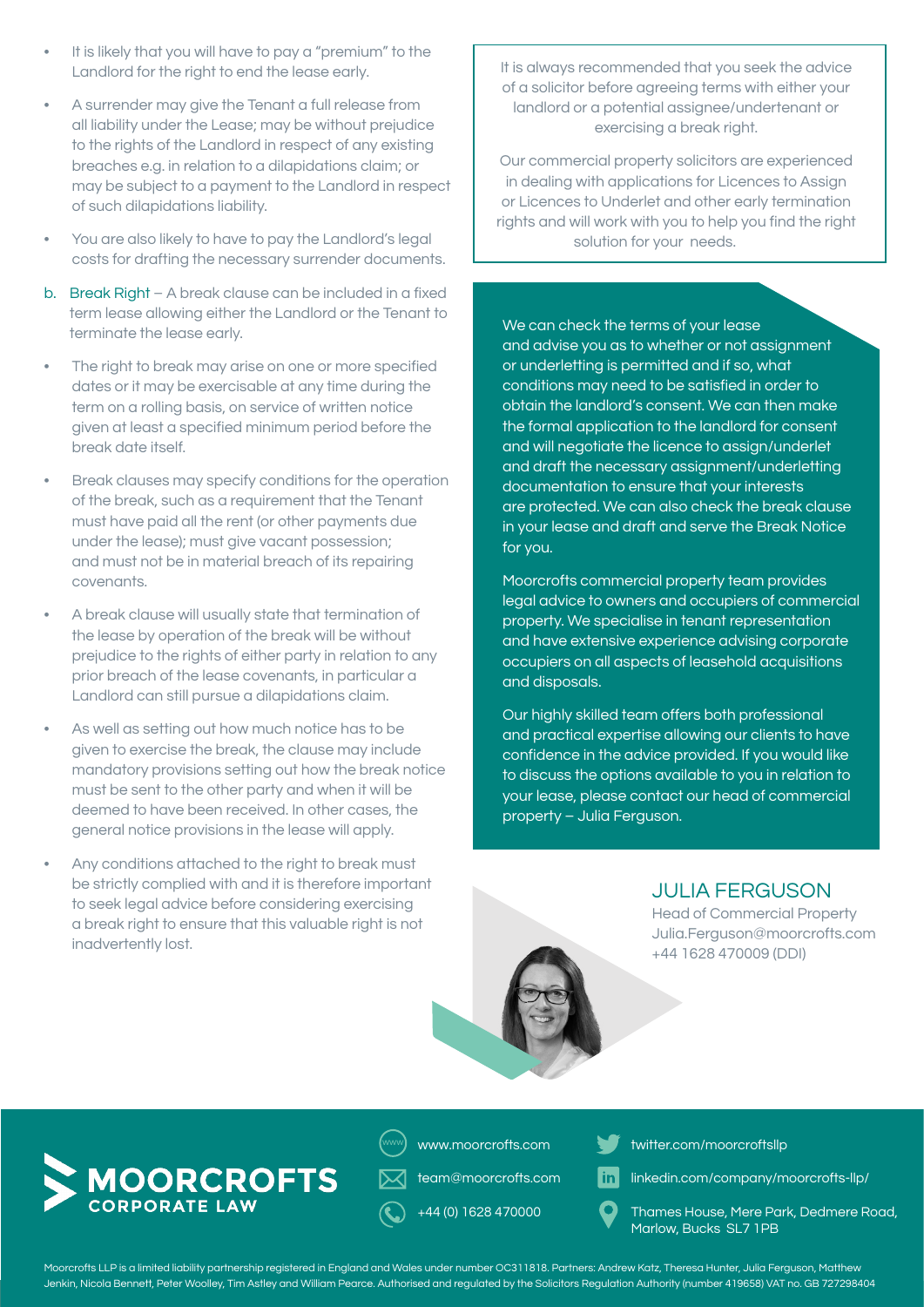- It is likely that you will have to pay a "premium" to the Landlord for the right to end the lease early.
- A surrender may give the Tenant a full release from all liability under the Lease; may be without prejudice to the rights of the Landlord in respect of any existing breaches e.g. in relation to a dilapidations claim; or may be subject to a payment to the Landlord in respect of such dilapidations liability.
- You are also likely to have to pay the Landlord's legal costs for drafting the necessary surrender documents.

b. Break Right – A break clause can be included in a fixed term lease allowing either the Landlord or the Tenant to terminate the lease early.

- The right to break may arise on one or more specified dates or it may be exercisable at any time during the term on a rolling basis, on service of written notice given at least a specified minimum period before the break date itself.
- Break clauses may specify conditions for the operation of the break, such as a requirement that the Tenant must have paid all the rent (or other payments due under the lease); must give vacant possession; and must not be in material breach of its repairing covenants.
- A break clause will usually state that termination of the lease by operation of the break will be without prejudice to the rights of either party in relation to any prior breach of the lease covenants, in particular a Landlord can still pursue a dilapidations claim.
- As well as setting out how much notice has to be given to exercise the break, the clause may include mandatory provisions setting out how the break notice must be sent to the other party and when it will be deemed to have been received. In other cases, the general notice provisions in the lease will apply.
- Any conditions attached to the right to break must be strictly complied with and it is therefore important to seek legal advice before considering exercising a break right to ensure that this valuable right is not inadvertently lost.

It is always recommended that you seek the advice of a solicitor before agreeing terms with either your landlord or a potential assignee/undertenant or exercising a break right.

Our commercial property solicitors are experienced in dealing with applications for Licences to Assign or Licences to Underlet and other early termination rights and will work with you to help you find the right solution for your needs.

We can check the terms of your lease and advise you as to whether or not assignment or underletting is permitted and if so, what conditions may need to be satisfied in order to obtain the landlord's consent. We can then make the formal application to the landlord for consent and will negotiate the licence to assign/underlet and draft the necessary assignment/underletting documentation to ensure that your interests are protected. We can also check the break clause in your lease and draft and serve the Break Notice for you.

Moorcrofts commercial property team provides legal advice to owners and occupiers of commercial property. We specialise in tenant representation and have extensive experience advising corporate occupiers on all aspects of leasehold acquisitions and disposals.

Our highly skilled team offers both professional and practical expertise allowing our clients to have confidence in the advice provided. If you would like to discuss the options available to you in relation to your lease, please contact our head of commercial property – Julia Ferguson.

## JULIA FERGUSON

Head of Commercial Property
Julia.Ferguson@moorcrofts.com
+44 1628 470009 (DDI)

**MOORCROFTS CORPORATE LAW**

www.moorcrofts.com
team@moorcrofts.com
+44 (0) 1628 470000
twitter.com/moorcroftsllp
linkedin.com/company/moorcrofts-llp/
Thames House, Mere Park, Dedmere Road, Marlow, Bucks SL7 1PB

Moorcrofts LLP is a limited liability partnership registered in England and Wales under number OC311818. Partners: Andrew Katz, Theresa Hunter, Julia Ferguson, Matthew Jenkin, Nicola Bennett, Peter Woolley, Tim Astley and William Pearce. Authorised and regulated by the Solicitors Regulation Authority (number 419658) VAT no. GB 727298404